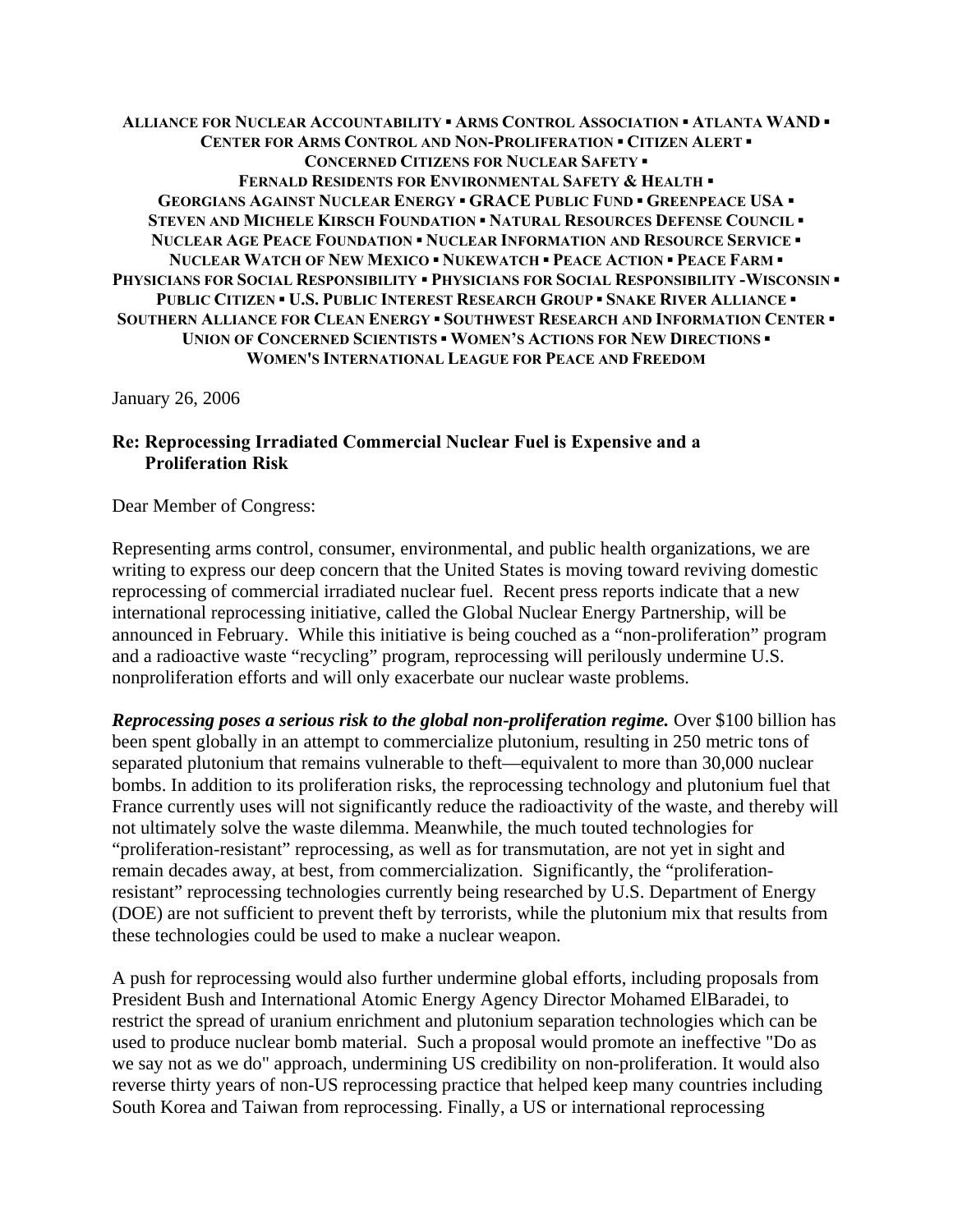**ALLIANCE FOR NUCLEAR ACCOUNTABILITY ▪ ARMS CONTROL ASSOCIATION ▪ ATLANTA WAND ▪ CENTER FOR ARMS CONTROL AND NON-PROLIFERATION ▪ CITIZEN ALERT ▪ CONCERNED CITIZENS FOR NUCLEAR SAFETY ▪ FERNALD RESIDENTS FOR ENVIRONMENTAL SAFETY & HEALTH ▪ GEORGIANS AGAINST NUCLEAR ENERGY ▪ GRACE PUBLIC FUND ▪ GREENPEACE USA ▪ STEVEN AND MICHELE KIRSCH FOUNDATION ▪ NATURAL RESOURCES DEFENSE COUNCIL ▪ NUCLEAR AGE PEACE FOUNDATION ▪ NUCLEAR INFORMATION AND RESOURCE SERVICE ▪ NUCLEAR WATCH OF NEW MEXICO ▪ NUKEWATCH ▪ PEACE ACTION ▪ PEACE FARM ▪ PHYSICIANS FOR SOCIAL RESPONSIBILITY ▪ PHYSICIANS FOR SOCIAL RESPONSIBILITY -WISCONSIN ▪ PUBLIC CITIZEN ▪ U.S. PUBLIC INTEREST RESEARCH GROUP ▪ SNAKE RIVER ALLIANCE ▪ SOUTHERN ALLIANCE FOR CLEAN ENERGY ▪ SOUTHWEST RESEARCH AND INFORMATION CENTER ▪ UNION OF CONCERNED SCIENTISTS ▪ WOMEN'S ACTIONS FOR NEW DIRECTIONS ▪ WOMEN'S INTERNATIONAL LEAGUE FOR PEACE AND FREEDOM**

January 26, 2006

**Re: Reprocessing Irradiated Commercial Nuclear Fuel is Expensive and a Proliferation Risk**

Dear Member of Congress:

Representing arms control, consumer, environmental, and public health organizations, we are writing to express our deep concern that the United States is moving toward reviving domestic reprocessing of commercial irradiated nuclear fuel. Recent press reports indicate that a new international reprocessing initiative, called the Global Nuclear Energy Partnership, will be announced in February. While this initiative is being couched as a "non-proliferation" program and a radioactive waste "recycling" program, reprocessing will perilously undermine U.S. nonproliferation efforts and will only exacerbate our nuclear waste problems.

***Reprocessing poses a serious risk to the global non-proliferation regime.*** Over $100 billion has been spent globally in an attempt to commercialize plutonium, resulting in 250 metric tons of separated plutonium that remains vulnerable to theft—equivalent to more than 30,000 nuclear bombs. In addition to its proliferation risks, the reprocessing technology and plutonium fuel that France currently uses will not significantly reduce the radioactivity of the waste, and thereby will not ultimately solve the waste dilemma. Meanwhile, the much touted technologies for "proliferation-resistant" reprocessing, as well as for transmutation, are not yet in sight and remain decades away, at best, from commercialization. Significantly, the "proliferation-resistant" reprocessing technologies currently being researched by U.S. Department of Energy (DOE) are not sufficient to prevent theft by terrorists, while the plutonium mix that results from these technologies could be used to make a nuclear weapon.

A push for reprocessing would also further undermine global efforts, including proposals from President Bush and International Atomic Energy Agency Director Mohamed ElBaradei, to restrict the spread of uranium enrichment and plutonium separation technologies which can be used to produce nuclear bomb material. Such a proposal would promote an ineffective "Do as we say not as we do" approach, undermining US credibility on non-proliferation. It would also reverse thirty years of non-US reprocessing practice that helped keep many countries including South Korea and Taiwan from reprocessing. Finally, a US or international reprocessing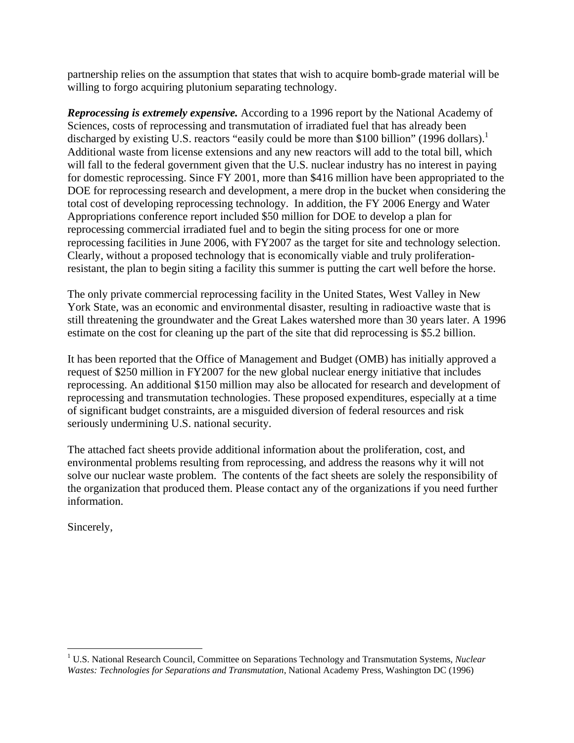partnership relies on the assumption that states that wish to acquire bomb-grade material will be willing to forgo acquiring plutonium separating technology.

***Reprocessing is extremely expensive.*** According to a 1996 report by the National Academy of Sciences, costs of reprocessing and transmutation of irradiated fuel that has already been discharged by existing U.S. reactors "easily could be more than $100 billion" (1996 dollars).[1] Additional waste from license extensions and any new reactors will add to the total bill, which will fall to the federal government given that the U.S. nuclear industry has no interest in paying for domestic reprocessing. Since FY 2001, more than $416 million have been appropriated to the DOE for reprocessing research and development, a mere drop in the bucket when considering the total cost of developing reprocessing technology. In addition, the FY 2006 Energy and Water Appropriations conference report included $50 million for DOE to develop a plan for reprocessing commercial irradiated fuel and to begin the siting process for one or more reprocessing facilities in June 2006, with FY2007 as the target for site and technology selection. Clearly, without a proposed technology that is economically viable and truly proliferation-resistant, the plan to begin siting a facility this summer is putting the cart well before the horse.

The only private commercial reprocessing facility in the United States, West Valley in New York State, was an economic and environmental disaster, resulting in radioactive waste that is still threatening the groundwater and the Great Lakes watershed more than 30 years later. A 1996 estimate on the cost for cleaning up the part of the site that did reprocessing is $5.2 billion.

It has been reported that the Office of Management and Budget (OMB) has initially approved a request of $250 million in FY2007 for the new global nuclear energy initiative that includes reprocessing. An additional $150 million may also be allocated for research and development of reprocessing and transmutation technologies. These proposed expenditures, especially at a time of significant budget constraints, are a misguided diversion of federal resources and risk seriously undermining U.S. national security.

The attached fact sheets provide additional information about the proliferation, cost, and environmental problems resulting from reprocessing, and address the reasons why it will not solve our nuclear waste problem. The contents of the fact sheets are solely the responsibility of the organization that produced them. Please contact any of the organizations if you need further information.

Sincerely,

---

[1] U.S. National Research Council, Committee on Separations Technology and Transmutation Systems, *Nuclear Wastes: Technologies for Separations and Transmutation*, National Academy Press, Washington DC (1996)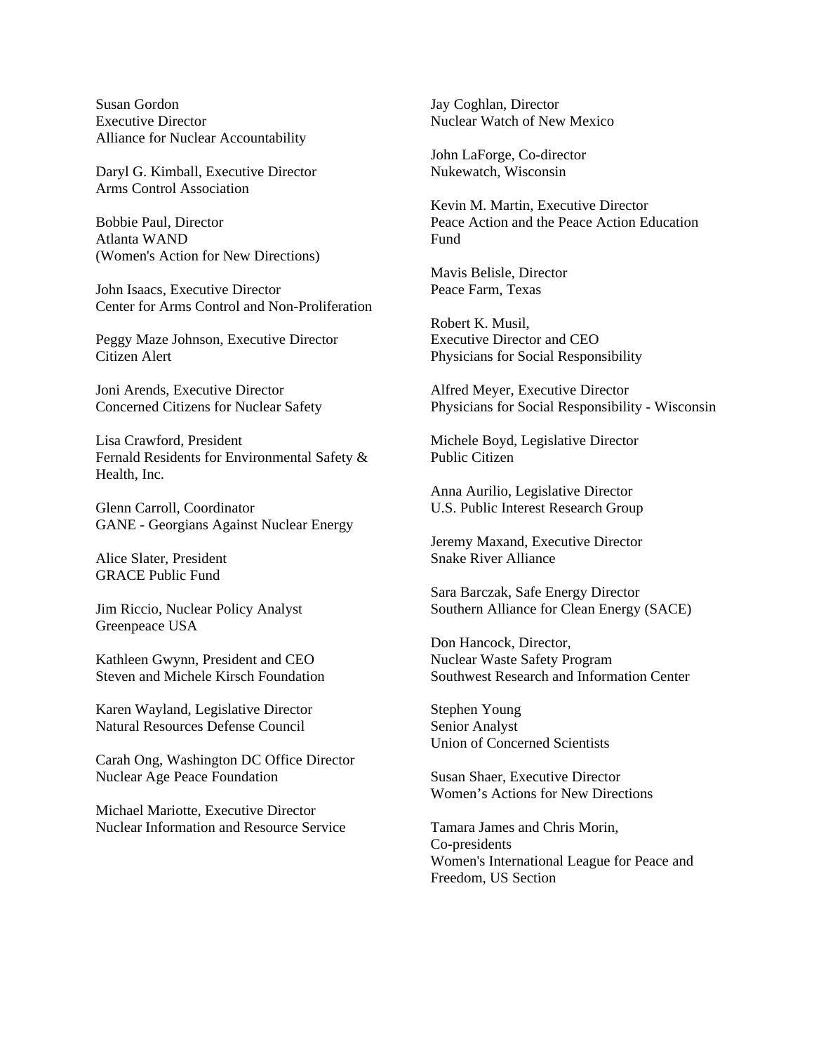Susan Gordon
Executive Director
Alliance for Nuclear Accountability

Daryl G. Kimball, Executive Director
Arms Control Association

Bobbie Paul, Director
Atlanta WAND
(Women's Action for New Directions)

John Isaacs, Executive Director
Center for Arms Control and Non-Proliferation

Peggy Maze Johnson, Executive Director
Citizen Alert

Joni Arends, Executive Director
Concerned Citizens for Nuclear Safety

Lisa Crawford, President
Fernald Residents for Environmental Safety & Health, Inc.

Glenn Carroll, Coordinator
GANE - Georgians Against Nuclear Energy

Alice Slater, President
GRACE Public Fund

Jim Riccio, Nuclear Policy Analyst
Greenpeace USA

Kathleen Gwynn, President and CEO
Steven and Michele Kirsch Foundation

Karen Wayland, Legislative Director
Natural Resources Defense Council

Carah Ong, Washington DC Office Director
Nuclear Age Peace Foundation

Michael Mariotte, Executive Director
Nuclear Information and Resource Service

Jay Coghlan, Director
Nuclear Watch of New Mexico

John LaForge, Co-director
Nukewatch, Wisconsin

Kevin M. Martin, Executive Director
Peace Action and the Peace Action Education Fund

Mavis Belisle, Director
Peace Farm, Texas

Robert K. Musil,
Executive Director and CEO
Physicians for Social Responsibility

Alfred Meyer, Executive Director
Physicians for Social Responsibility - Wisconsin

Michele Boyd, Legislative Director
Public Citizen

Anna Aurilio, Legislative Director
U.S. Public Interest Research Group

Jeremy Maxand, Executive Director
Snake River Alliance

Sara Barczak, Safe Energy Director
Southern Alliance for Clean Energy (SACE)

Don Hancock, Director,
Nuclear Waste Safety Program
Southwest Research and Information Center

Stephen Young
Senior Analyst
Union of Concerned Scientists

Susan Shaer, Executive Director
Women's Actions for New Directions

Tamara James and Chris Morin,
Co-presidents
Women's International League for Peace and Freedom, US Section